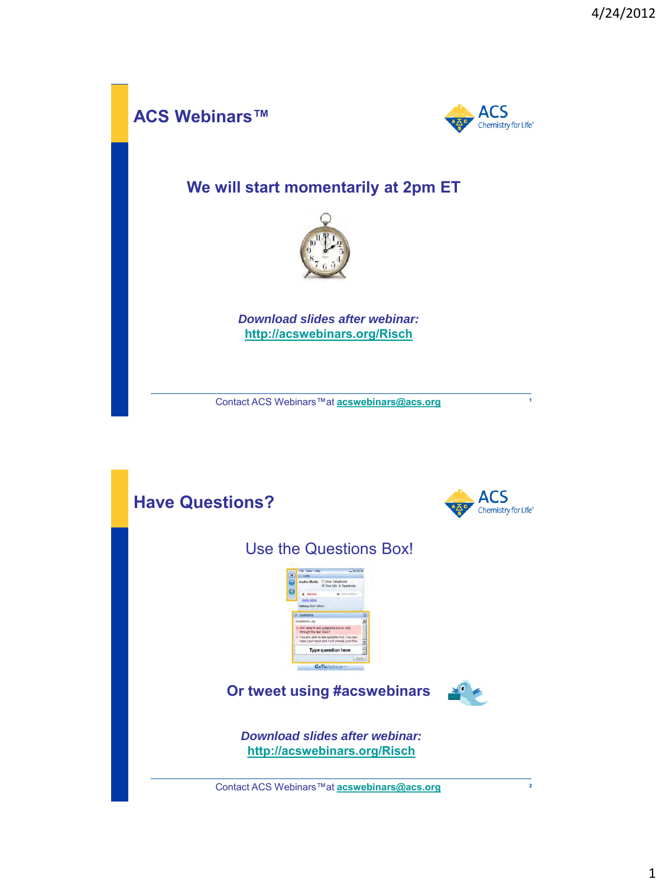## ACS Webinars™

### We will start momentarily at 2pm ET

***Download slides after webinar:***
**http://acswebinars.org/Risch**

Contact ACS Webinars™ at **acswebinars@acs.org**

## Have Questions?

Use the Questions Box!

**Or tweet using #acswebinars**

***Download slides after webinar:***
**http://acswebinars.org/Risch**

Contact ACS Webinars™ at **acswebinars@acs.org**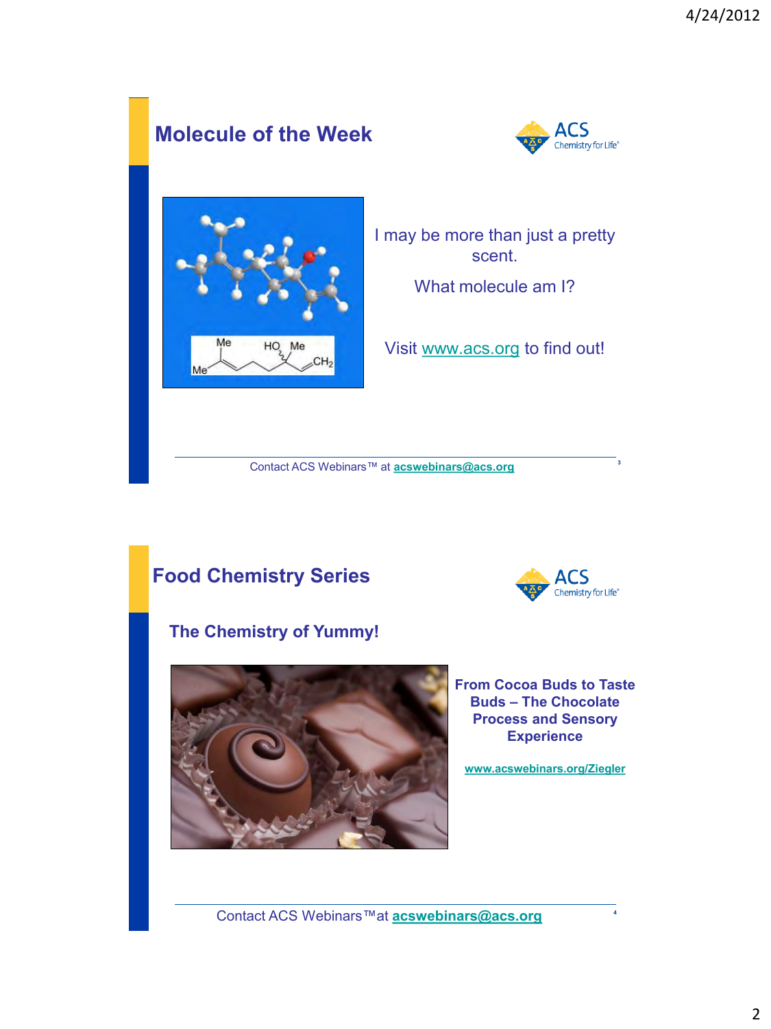## Molecule of the Week

I may be more than just a pretty scent.

What molecule am I?

Visit www.acs.org to find out!

Contact ACS Webinars™ at acswebinars@acs.org

## Food Chemistry Series

### The Chemistry of Yummy!

**From Cocoa Buds to Taste Buds – The Chocolate Process and Sensory Experience**

www.acswebinars.org/Ziegler

Contact ACS Webinars™at acswebinars@acs.org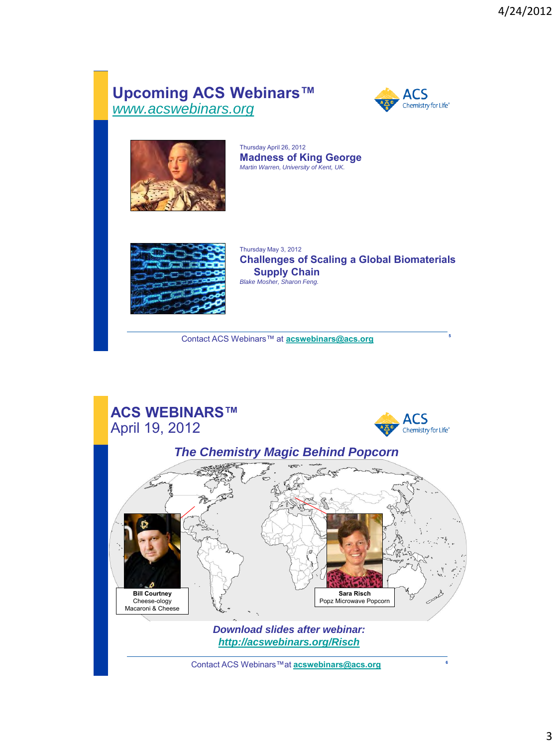## Upcoming ACS Webinars™

*www.acswebinars.org*

Thursday April 26, 2012

**Madness of King George**

*Martin Warren, University of Kent, UK.*

Thursday May 3, 2012

**Challenges of Scaling a Global Biomaterials Supply Chain**

*Blake Mosher, Sharon Feng.*

Contact ACS Webinars™ at **acswebinars@acs.org**

## ACS WEBINARS™

April 19, 2012

***The Chemistry Magic Behind Popcorn***

**Bill Courtney**
Cheese-ology
Macaroni & Cheese

**Sara Risch**
Popz Microwave Popcorn

***Download slides after webinar:***
***http://acswebinars.org/Risch***

Contact ACS Webinars™ at **acswebinars@acs.org**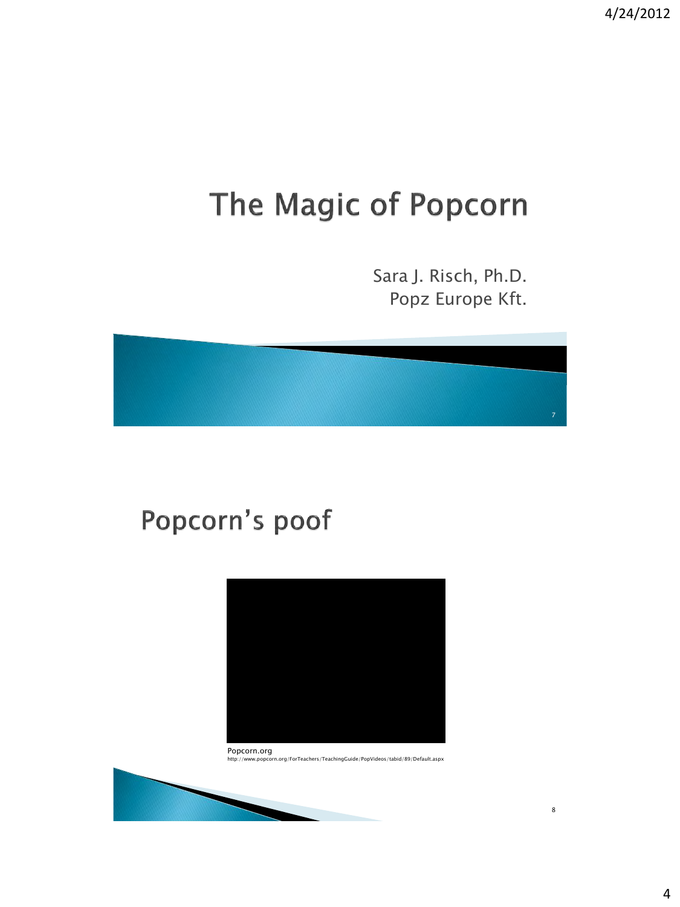# The Magic of Popcorn

Sara J. Risch, Ph.D.
Popz Europe Kft.

## Popcorn's poof

Popcorn.org
http://www.popcorn.org/ForTeachers/TeachingGuide/PopVideos/tabid/89/Default.aspx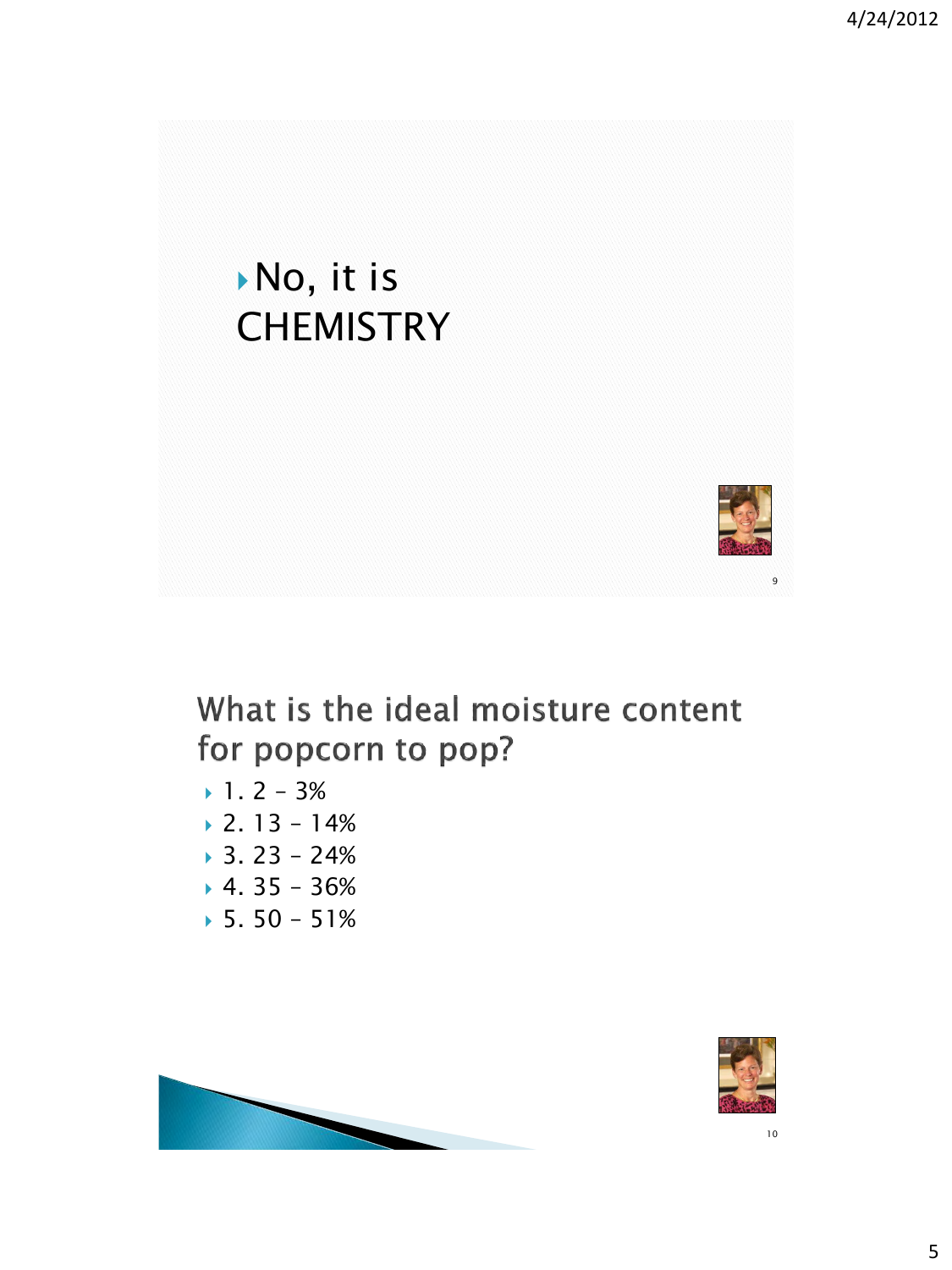- No, it is CHEMISTRY

## What is the ideal moisture content for popcorn to pop?

- 1. 2 – 3%
- 2. 13 – 14%
- 3. 23 – 24%
- 4. 35 – 36%
- 5. 50 – 51%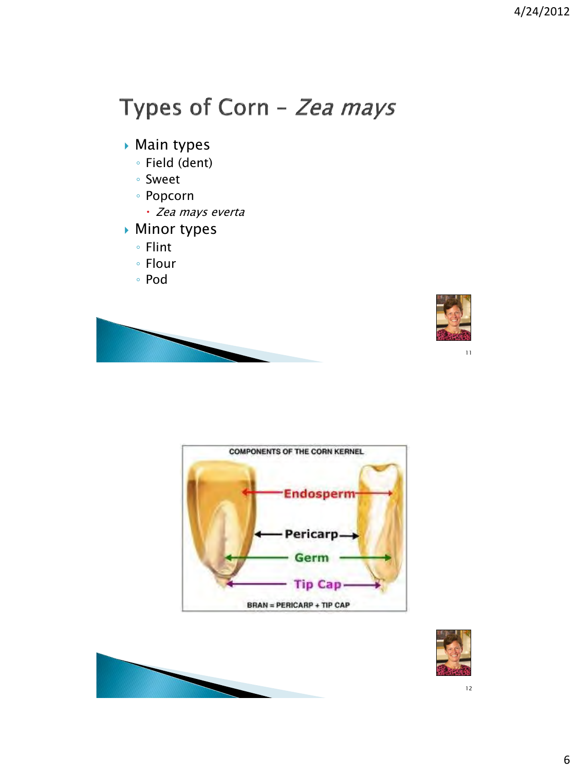# Types of Corn – *Zea mays*

- Main types
  - Field (dent)
  - Sweet
  - Popcorn
    - *Zea mays everta*
- Minor types
  - Flint
  - Flour
  - Pod

COMPONENTS OF THE CORN KERNEL

Endosperm

Pericarp

Germ

Tip Cap

BRAN = PERICARP + TIP CAP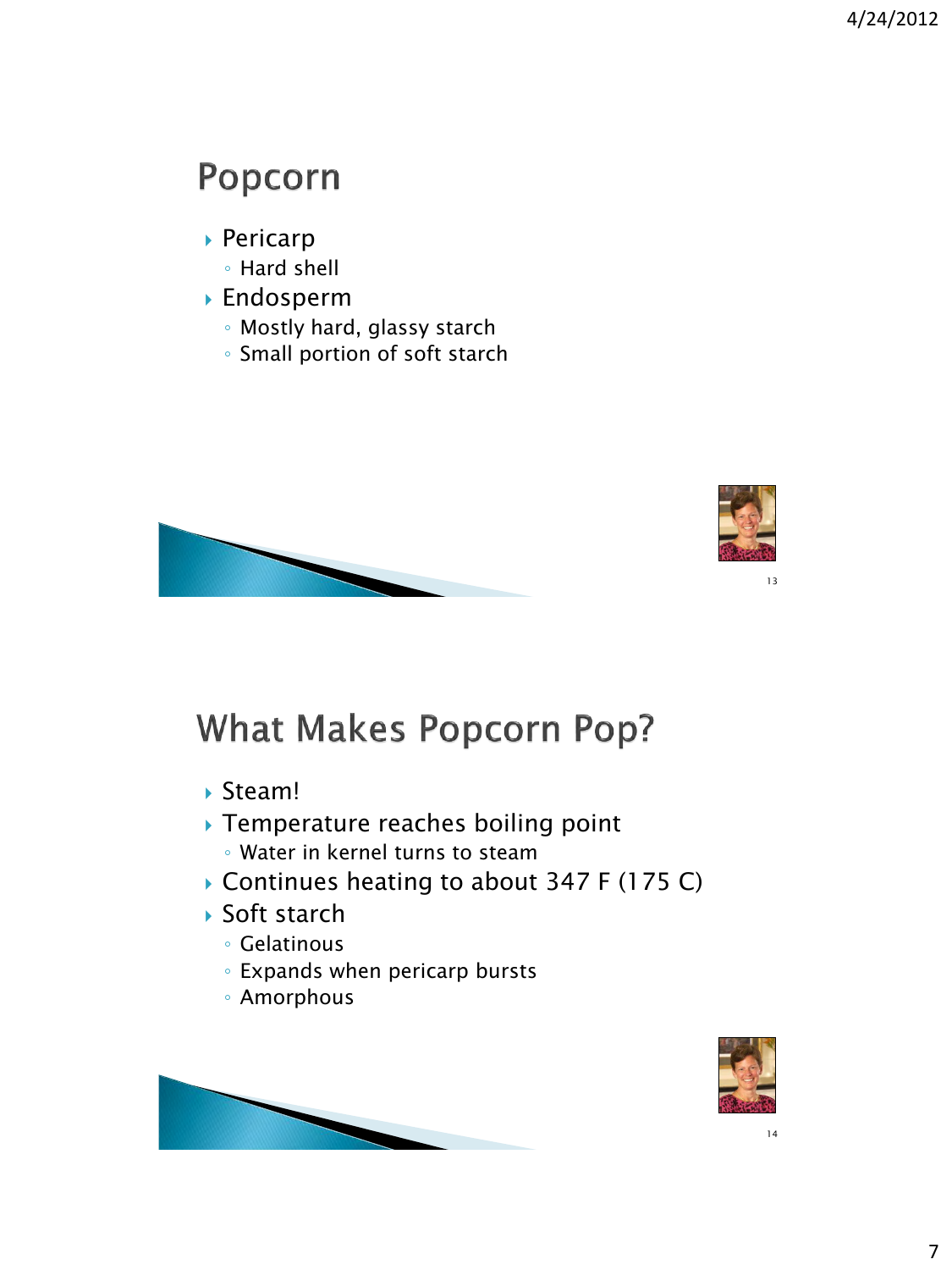## Popcorn

- Pericarp
  - Hard shell
- Endosperm
  - Mostly hard, glassy starch
  - Small portion of soft starch

## What Makes Popcorn Pop?

- Steam!
- Temperature reaches boiling point
  - Water in kernel turns to steam
- Continues heating to about 347 F (175 C)
- Soft starch
  - Gelatinous
  - Expands when pericarp bursts
  - Amorphous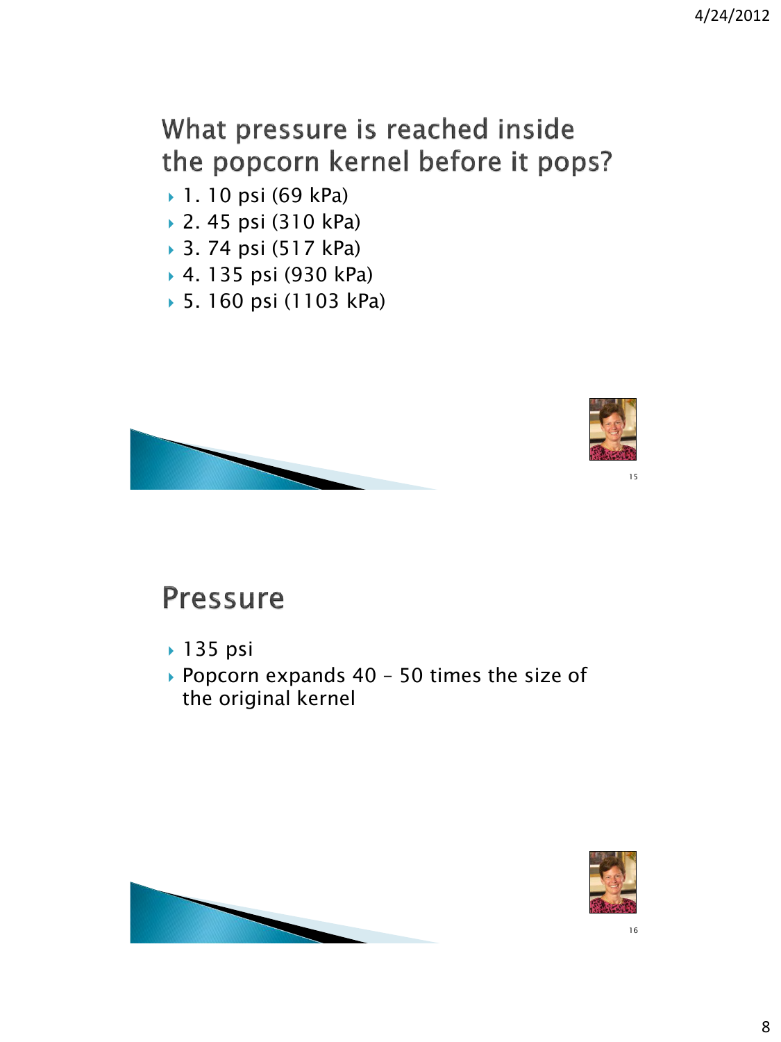## What pressure is reached inside the popcorn kernel before it pops?

- 1. 10 psi (69 kPa)
- 2. 45 psi (310 kPa)
- 3. 74 psi (517 kPa)
- 4. 135 psi (930 kPa)
- 5. 160 psi (1103 kPa)

## Pressure

- 135 psi
- Popcorn expands 40 – 50 times the size of the original kernel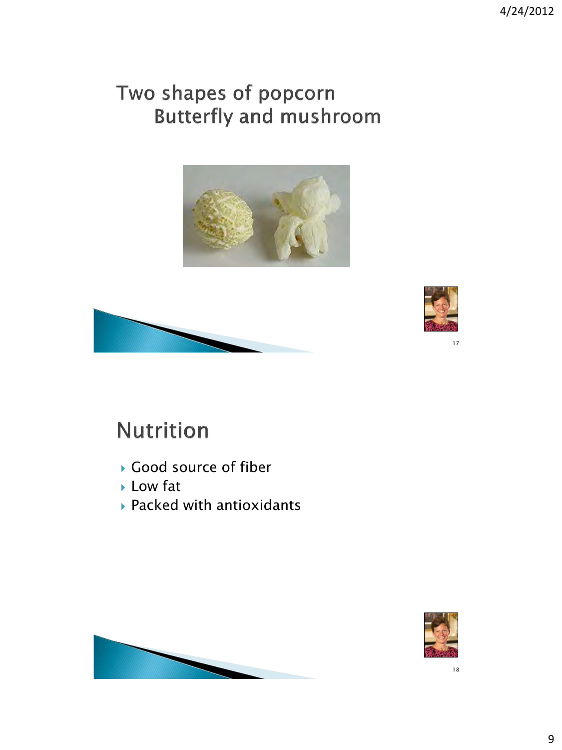# Two shapes of popcorn
## Butterfly and mushroom

# Nutrition

- Good source of fiber
- Low fat
- Packed with antioxidants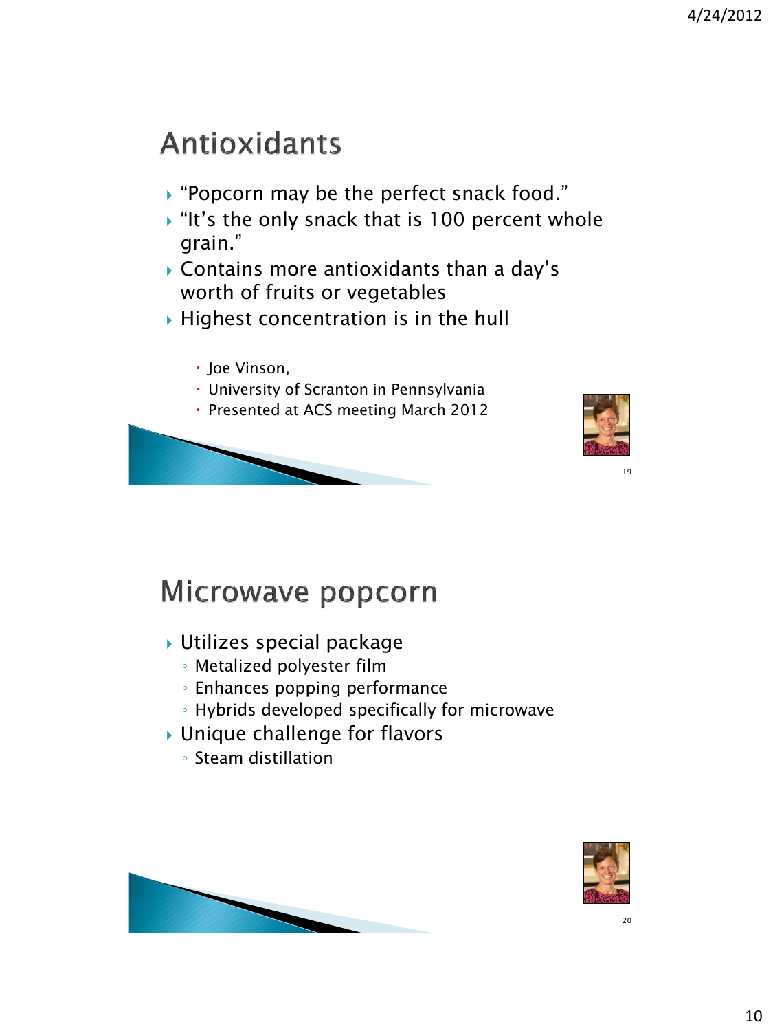# Antioxidants

- "Popcorn may be the perfect snack food."
- "It's the only snack that is 100 percent whole grain."
- Contains more antioxidants than a day's worth of fruits or vegetables
- Highest concentration is in the hull
  - Joe Vinson,
  - University of Scranton in Pennsylvania
  - Presented at ACS meeting March 2012

# Microwave popcorn

- Utilizes special package
  - Metalized polyester film
  - Enhances popping performance
  - Hybrids developed specifically for microwave
- Unique challenge for flavors
  - Steam distillation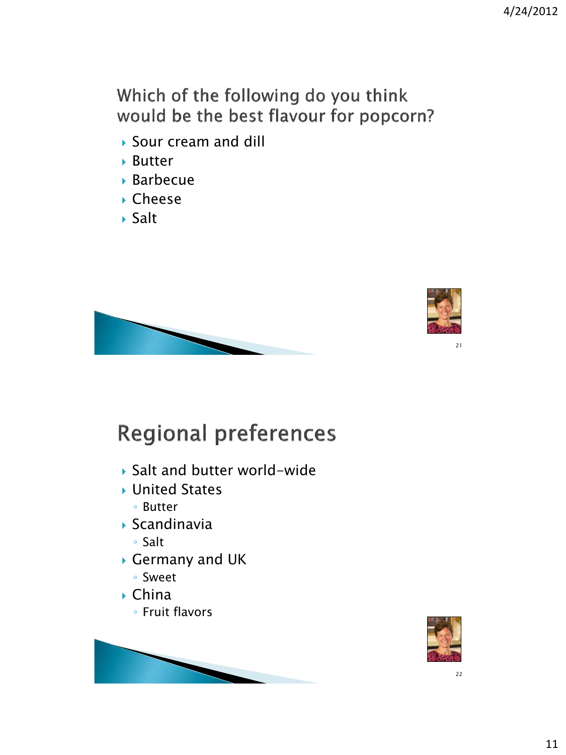## Which of the following do you think would be the best flavour for popcorn?

- Sour cream and dill
- Butter
- Barbecue
- Cheese
- Salt

## Regional preferences

- Salt and butter world-wide
- United States
  - Butter
- Scandinavia
  - Salt
- Germany and UK
  - Sweet
- China
  - Fruit flavors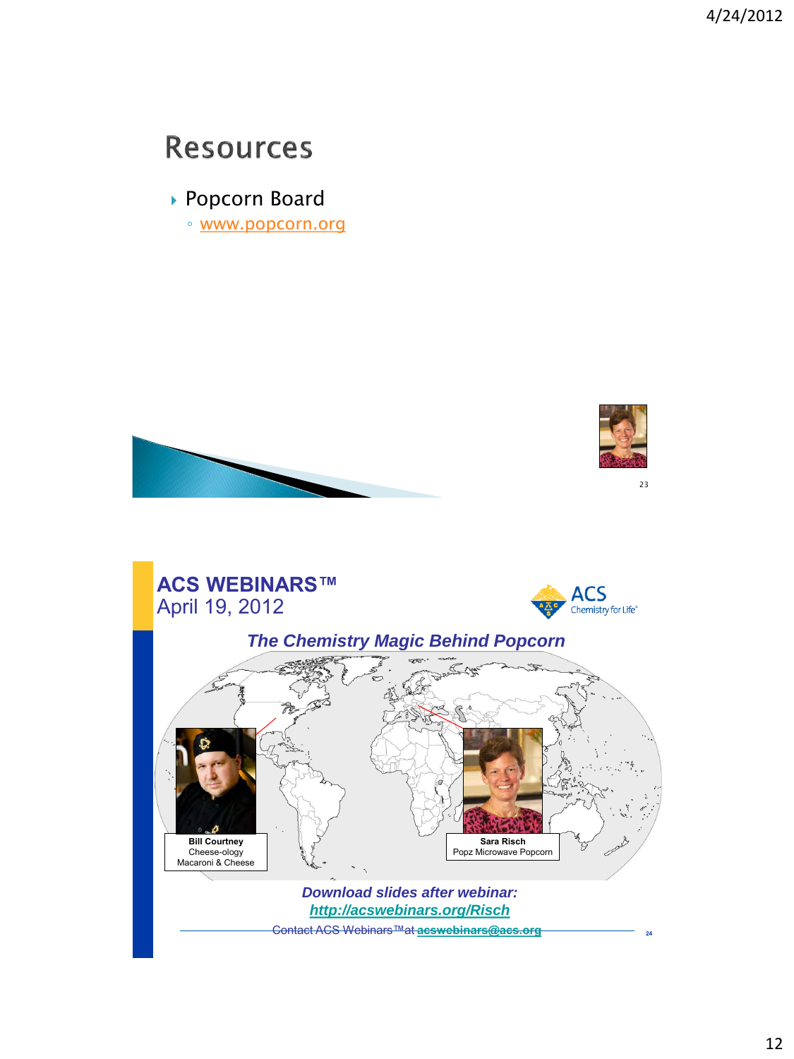# Resources

- Popcorn Board
  - www.popcorn.org

---

**ACS WEBINARS™**
April 19, 2012

***The Chemistry Magic Behind Popcorn***

**Bill Courtney**
Cheese-ology
Macaroni & Cheese

**Sara Risch**
Popz Microwave Popcorn

***Download slides after webinar:***
***http://acswebinars.org/Risch***

Contact ACS Webinars™ at **acswebinars@acs.org**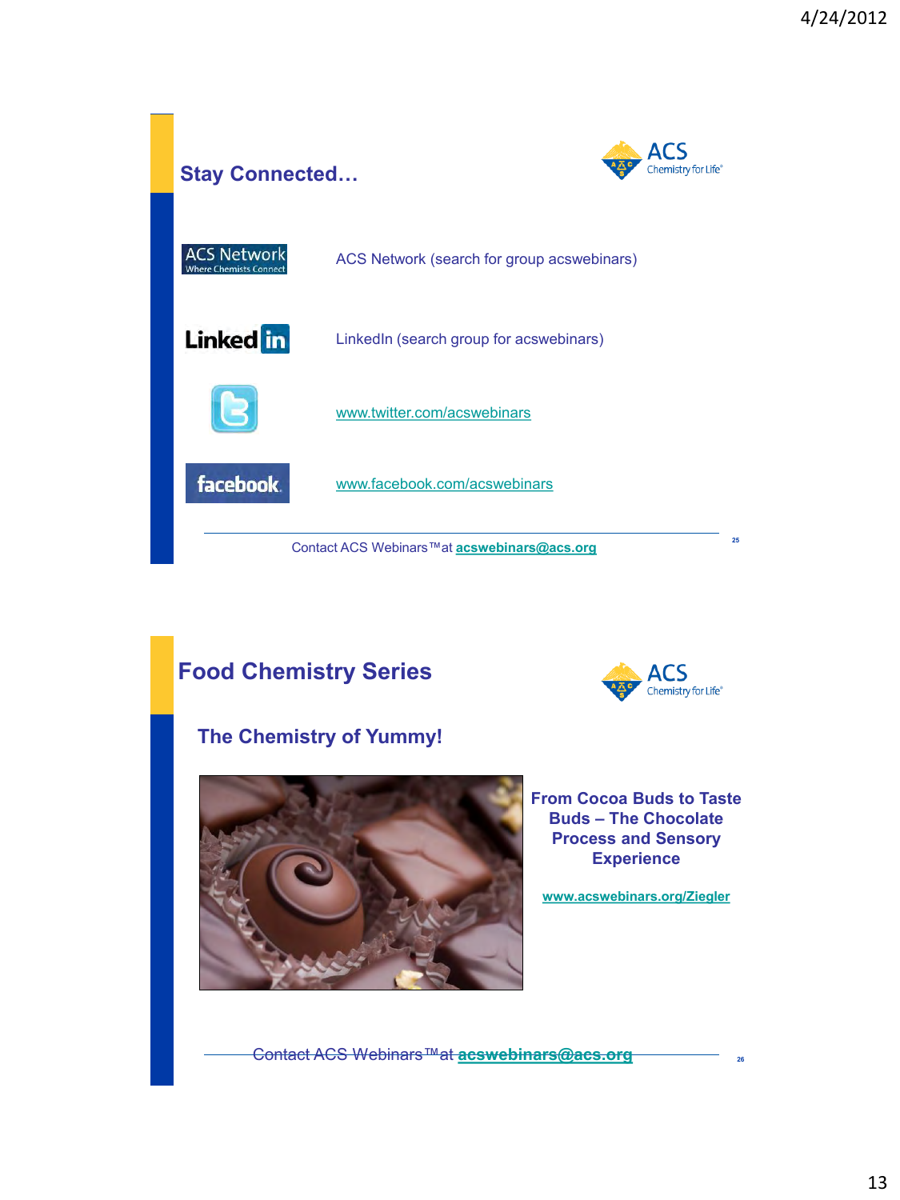## Stay Connected…

ACS Network (search for group acswebinars)

LinkedIn (search group for acswebinars)

www.twitter.com/acswebinars

www.facebook.com/acswebinars

Contact ACS Webinars™ at **acswebinars@acs.org**

## Food Chemistry Series

### The Chemistry of Yummy!

**From Cocoa Buds to Taste Buds – The Chocolate Process and Sensory Experience**

**www.acswebinars.org/Ziegler**

Contact ACS Webinars™ at **acswebinars@acs.org**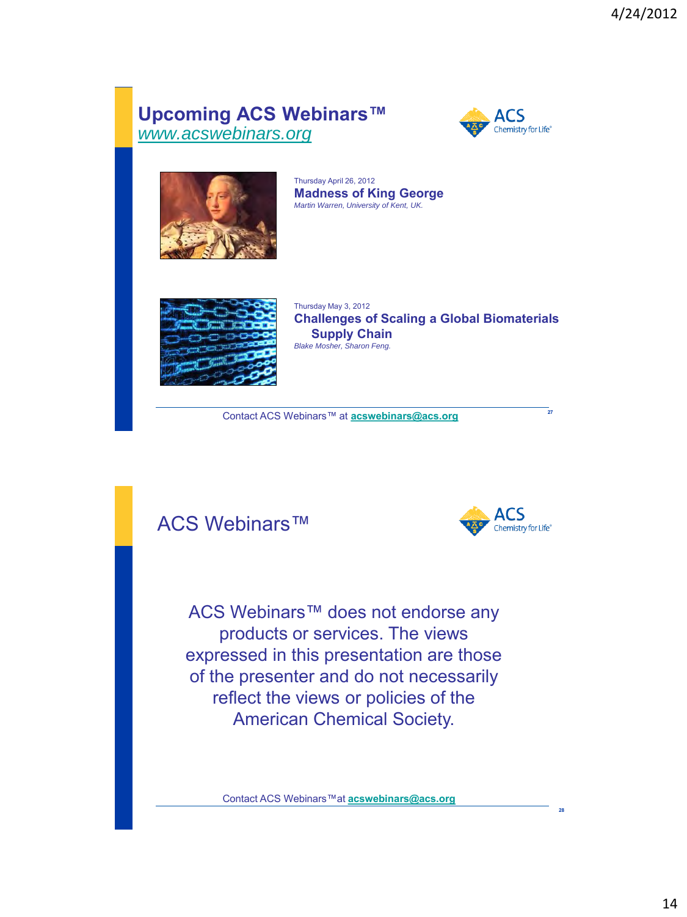## Upcoming ACS Webinars™

[www.acswebinars.org](www.acswebinars.org)

Thursday April 26, 2012

**Madness of King George**

*Martin Warren, University of Kent, UK.*

Thursday May 3, 2012

**Challenges of Scaling a Global Biomaterials Supply Chain**

*Blake Mosher, Sharon Feng.*

Contact ACS Webinars™ at **acswebinars@acs.org**

## ACS Webinars™

ACS Webinars™ does not endorse any products or services. The views expressed in this presentation are those of the presenter and do not necessarily reflect the views or policies of the American Chemical Society.

Contact ACS Webinars™ at **acswebinars@acs.org**